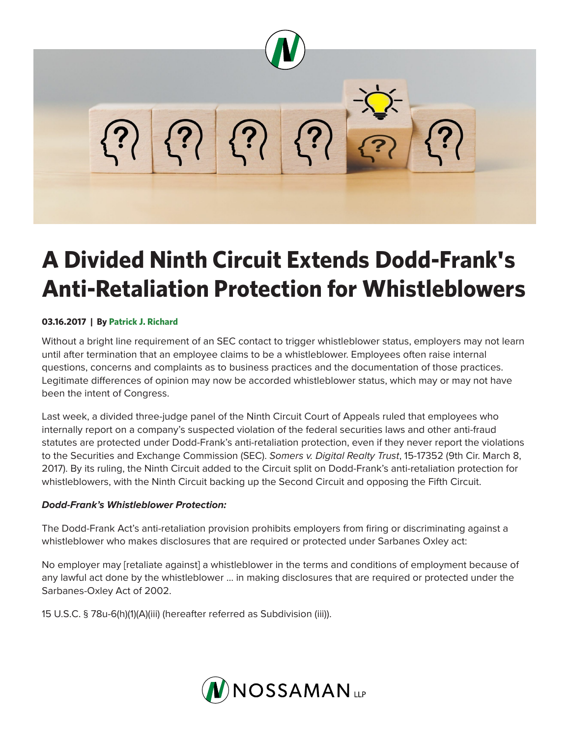# A Divided Ninth Circuit Extends Dodd-Frank's Anti-Retaliation Protection for Whistleblowers

**03.16.2017 | By Patrick J. Richard**

Without a bright line requirement of an SEC contact to trigger whistleblower status, employers may not learn until after termination that an employee claims to be a whistleblower. Employees often raise internal questions, concerns and complaints as to business practices and the documentation of those practices. Legitimate differences of opinion may now be accorded whistleblower status, which may or may not have been the intent of Congress.

Last week, a divided three-judge panel of the Ninth Circuit Court of Appeals ruled that employees who internally report on a company's suspected violation of the federal securities laws and other anti-fraud statutes are protected under Dodd-Frank's anti-retaliation protection, even if they never report the violations to the Securities and Exchange Commission (SEC). *Somers v. Digital Realty Trust*, 15-17352 (9th Cir. March 8, 2017). By its ruling, the Ninth Circuit added to the Circuit split on Dodd-Frank's anti-retaliation protection for whistleblowers, with the Ninth Circuit backing up the Second Circuit and opposing the Fifth Circuit.

***Dodd-Frank's Whistleblower Protection:***

The Dodd-Frank Act's anti-retaliation provision prohibits employers from firing or discriminating against a whistleblower who makes disclosures that are required or protected under Sarbanes Oxley act:

No employer may [retaliate against] a whistleblower in the terms and conditions of employment because of any lawful act done by the whistleblower … in making disclosures that are required or protected under the Sarbanes-Oxley Act of 2002.

15 U.S.C. § 78u-6(h)(1)(A)(iii) (hereafter referred as Subdivision (iii)).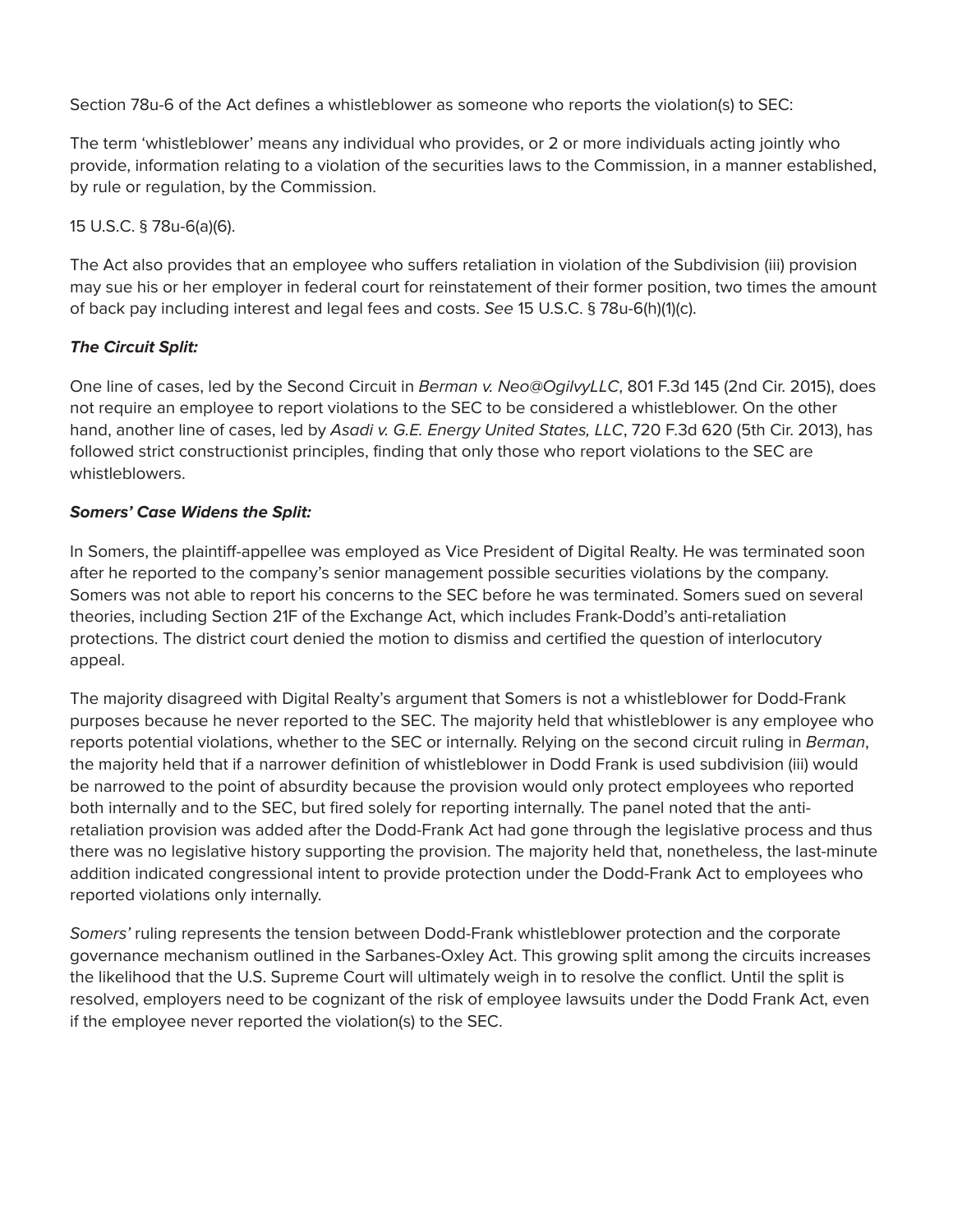Section 78u-6 of the Act defines a whistleblower as someone who reports the violation(s) to SEC:

The term 'whistleblower' means any individual who provides, or 2 or more individuals acting jointly who provide, information relating to a violation of the securities laws to the Commission, in a manner established, by rule or regulation, by the Commission.

15 U.S.C. § 78u-6(a)(6).

The Act also provides that an employee who suffers retaliation in violation of the Subdivision (iii) provision may sue his or her employer in federal court for reinstatement of their former position, two times the amount of back pay including interest and legal fees and costs. *See* 15 U.S.C. § 78u-6(h)(1)(c).

***The Circuit Split:***

One line of cases, led by the Second Circuit in *Berman v. Neo@OgilvyLLC*, 801 F.3d 145 (2nd Cir. 2015), does not require an employee to report violations to the SEC to be considered a whistleblower. On the other hand, another line of cases, led by *Asadi v. G.E. Energy United States, LLC*, 720 F.3d 620 (5th Cir. 2013), has followed strict constructionist principles, finding that only those who report violations to the SEC are whistleblowers.

***Somers' Case Widens the Split:***

In Somers, the plaintiff-appellee was employed as Vice President of Digital Realty. He was terminated soon after he reported to the company's senior management possible securities violations by the company. Somers was not able to report his concerns to the SEC before he was terminated. Somers sued on several theories, including Section 21F of the Exchange Act, which includes Frank-Dodd's anti-retaliation protections. The district court denied the motion to dismiss and certified the question of interlocutory appeal.

The majority disagreed with Digital Realty's argument that Somers is not a whistleblower for Dodd-Frank purposes because he never reported to the SEC. The majority held that whistleblower is any employee who reports potential violations, whether to the SEC or internally. Relying on the second circuit ruling in *Berman*, the majority held that if a narrower definition of whistleblower in Dodd Frank is used subdivision (iii) would be narrowed to the point of absurdity because the provision would only protect employees who reported both internally and to the SEC, but fired solely for reporting internally. The panel noted that the anti-retaliation provision was added after the Dodd-Frank Act had gone through the legislative process and thus there was no legislative history supporting the provision. The majority held that, nonetheless, the last-minute addition indicated congressional intent to provide protection under the Dodd-Frank Act to employees who reported violations only internally.

*Somers'* ruling represents the tension between Dodd-Frank whistleblower protection and the corporate governance mechanism outlined in the Sarbanes-Oxley Act. This growing split among the circuits increases the likelihood that the U.S. Supreme Court will ultimately weigh in to resolve the conflict. Until the split is resolved, employers need to be cognizant of the risk of employee lawsuits under the Dodd Frank Act, even if the employee never reported the violation(s) to the SEC.